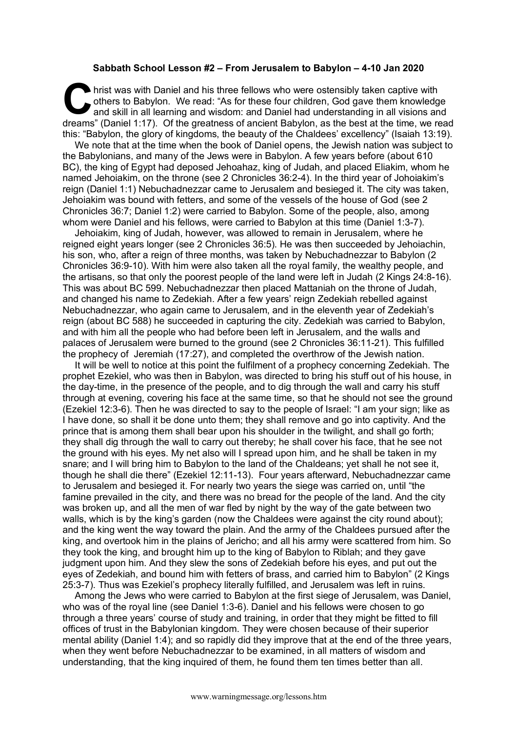**Sabbath School Lesson #2 – From Jerusalem to Babylon – 4-10 Jan 2020**

Christ was with Daniel and his three fellows who were ostensibly taken captive with others to Babylon. We read: "As for these four children, God gave them knowledge and skill in all learning and wisdom: and Daniel had understanding in all visions and dreams" (Daniel 1:17). Of the greatness of ancient Babylon, as the best at the time, we read this: "Babylon, the glory of kingdoms, the beauty of the Chaldees' excellency" (Isaiah 13:19).

We note that at the time when the book of Daniel opens, the Jewish nation was subject to the Babylonians, and many of the Jews were in Babylon. A few years before (about 610 BC), the king of Egypt had deposed Jehoahaz, king of Judah, and placed Eliakim, whom he named Jehoiakim, on the throne (see 2 Chronicles 36:2-4). In the third year of Johoiakim's reign (Daniel 1:1) Nebuchadnezzar came to Jerusalem and besieged it. The city was taken, Jehoiakim was bound with fetters, and some of the vessels of the house of God (see 2 Chronicles 36:7; Daniel 1:2) were carried to Babylon. Some of the people, also, among whom were Daniel and his fellows, were carried to Babylon at this time (Daniel 1:3-7).

Jehoiakim, king of Judah, however, was allowed to remain in Jerusalem, where he reigned eight years longer (see 2 Chronicles 36:5). He was then succeeded by Jehoiachin, his son, who, after a reign of three months, was taken by Nebuchadnezzar to Babylon (2 Chronicles 36:9-10). With him were also taken all the royal family, the wealthy people, and the artisans, so that only the poorest people of the land were left in Judah (2 Kings 24:8-16). This was about BC 599. Nebuchadnezzar then placed Mattaniah on the throne of Judah, and changed his name to Zedekiah. After a few years' reign Zedekiah rebelled against Nebuchadnezzar, who again came to Jerusalem, and in the eleventh year of Zedekiah's reign (about BC 588) he succeeded in capturing the city. Zedekiah was carried to Babylon, and with him all the people who had before been left in Jerusalem, and the walls and palaces of Jerusalem were burned to the ground (see 2 Chronicles 36:11-21). This fulfilled the prophecy of Jeremiah (17:27), and completed the overthrow of the Jewish nation.

It will be well to notice at this point the fulfilment of a prophecy concerning Zedekiah. The prophet Ezekiel, who was then in Babylon, was directed to bring his stuff out of his house, in the day-time, in the presence of the people, and to dig through the wall and carry his stuff through at evening, covering his face at the same time, so that he should not see the ground (Ezekiel 12:3-6). Then he was directed to say to the people of Israel: "I am your sign; like as I have done, so shall it be done unto them; they shall remove and go into captivity. And the prince that is among them shall bear upon his shoulder in the twilight, and shall go forth; they shall dig through the wall to carry out thereby; he shall cover his face, that he see not the ground with his eyes. My net also will I spread upon him, and he shall be taken in my snare; and I will bring him to Babylon to the land of the Chaldeans; yet shall he not see it, though he shall die there" (Ezekiel 12:11-13). Four years afterward, Nebuchadnezzar came to Jerusalem and besieged it. For nearly two years the siege was carried on, until "the famine prevailed in the city, and there was no bread for the people of the land. And the city was broken up, and all the men of war fled by night by the way of the gate between two walls, which is by the king's garden (now the Chaldees were against the city round about); and the king went the way toward the plain. And the army of the Chaldees pursued after the king, and overtook him in the plains of Jericho; and all his army were scattered from him. So they took the king, and brought him up to the king of Babylon to Riblah; and they gave judgment upon him. And they slew the sons of Zedekiah before his eyes, and put out the eyes of Zedekiah, and bound him with fetters of brass, and carried him to Babylon" (2 Kings 25:3-7). Thus was Ezekiel's prophecy literally fulfilled, and Jerusalem was left in ruins.

Among the Jews who were carried to Babylon at the first siege of Jerusalem, was Daniel, who was of the royal line (see Daniel 1:3-6). Daniel and his fellows were chosen to go through a three years' course of study and training, in order that they might be fitted to fill offices of trust in the Babylonian kingdom. They were chosen because of their superior mental ability (Daniel 1:4); and so rapidly did they improve that at the end of the three years, when they went before Nebuchadnezzar to be examined, in all matters of wisdom and understanding, that the king inquired of them, he found them ten times better than all.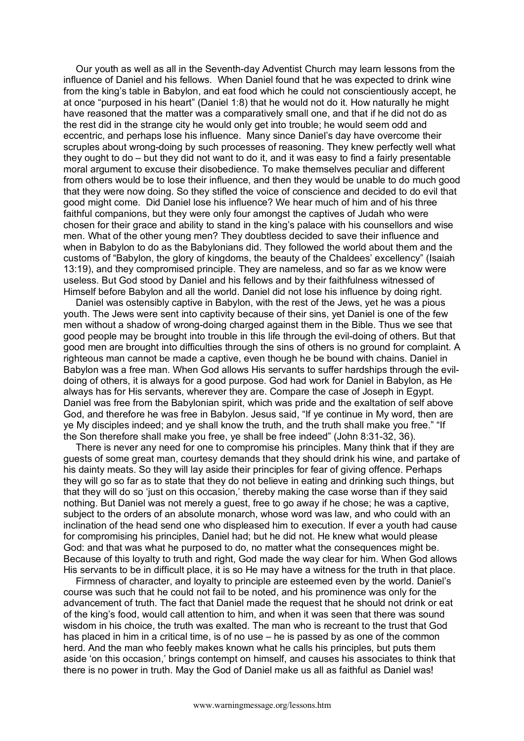Our youth as well as all in the Seventh-day Adventist Church may learn lessons from the influence of Daniel and his fellows. When Daniel found that he was expected to drink wine from the king's table in Babylon, and eat food which he could not conscientiously accept, he at once "purposed in his heart" (Daniel 1:8) that he would not do it. How naturally he might have reasoned that the matter was a comparatively small one, and that if he did not do as the rest did in the strange city he would only get into trouble; he would seem odd and eccentric, and perhaps lose his influence. Many since Daniel's day have overcome their scruples about wrong-doing by such processes of reasoning. They knew perfectly well what they ought to do – but they did not want to do it, and it was easy to find a fairly presentable moral argument to excuse their disobedience. To make themselves peculiar and different from others would be to lose their influence, and then they would be unable to do much good that they were now doing. So they stifled the voice of conscience and decided to do evil that good might come. Did Daniel lose his influence? We hear much of him and of his three faithful companions, but they were only four amongst the captives of Judah who were chosen for their grace and ability to stand in the king's palace with his counsellors and wise men. What of the other young men? They doubtless decided to save their influence and when in Babylon to do as the Babylonians did. They followed the world about them and the customs of "Babylon, the glory of kingdoms, the beauty of the Chaldees' excellency" (Isaiah 13:19), and they compromised principle. They are nameless, and so far as we know were useless. But God stood by Daniel and his fellows and by their faithfulness witnessed of Himself before Babylon and all the world. Daniel did not lose his influence by doing right.

Daniel was ostensibly captive in Babylon, with the rest of the Jews, yet he was a pious youth. The Jews were sent into captivity because of their sins, yet Daniel is one of the few men without a shadow of wrong-doing charged against them in the Bible. Thus we see that good people may be brought into trouble in this life through the evil-doing of others. But that good men are brought into difficulties through the sins of others is no ground for complaint. A righteous man cannot be made a captive, even though he be bound with chains. Daniel in Babylon was a free man. When God allows His servants to suffer hardships through the evil-doing of others, it is always for a good purpose. God had work for Daniel in Babylon, as He always has for His servants, wherever they are. Compare the case of Joseph in Egypt. Daniel was free from the Babylonian spirit, which was pride and the exaltation of self above God, and therefore he was free in Babylon. Jesus said, "If ye continue in My word, then are ye My disciples indeed; and ye shall know the truth, and the truth shall make you free." "If the Son therefore shall make you free, ye shall be free indeed" (John 8:31-32, 36).

There is never any need for one to compromise his principles. Many think that if they are guests of some great man, courtesy demands that they should drink his wine, and partake of his dainty meats. So they will lay aside their principles for fear of giving offence. Perhaps they will go so far as to state that they do not believe in eating and drinking such things, but that they will do so 'just on this occasion,' thereby making the case worse than if they said nothing. But Daniel was not merely a guest, free to go away if he chose; he was a captive, subject to the orders of an absolute monarch, whose word was law, and who could with an inclination of the head send one who displeased him to execution. If ever a youth had cause for compromising his principles, Daniel had; but he did not. He knew what would please God: and that was what he purposed to do, no matter what the consequences might be. Because of this loyalty to truth and right, God made the way clear for him. When God allows His servants to be in difficult place, it is so He may have a witness for the truth in that place.

Firmness of character, and loyalty to principle are esteemed even by the world. Daniel's course was such that he could not fail to be noted, and his prominence was only for the advancement of truth. The fact that Daniel made the request that he should not drink or eat of the king's food, would call attention to him, and when it was seen that there was sound wisdom in his choice, the truth was exalted. The man who is recreant to the trust that God has placed in him in a critical time, is of no use – he is passed by as one of the common herd. And the man who feebly makes known what he calls his principles, but puts them aside 'on this occasion,' brings contempt on himself, and causes his associates to think that there is no power in truth. May the God of Daniel make us all as faithful as Daniel was!

www.warningmessage.org/lessons.htm